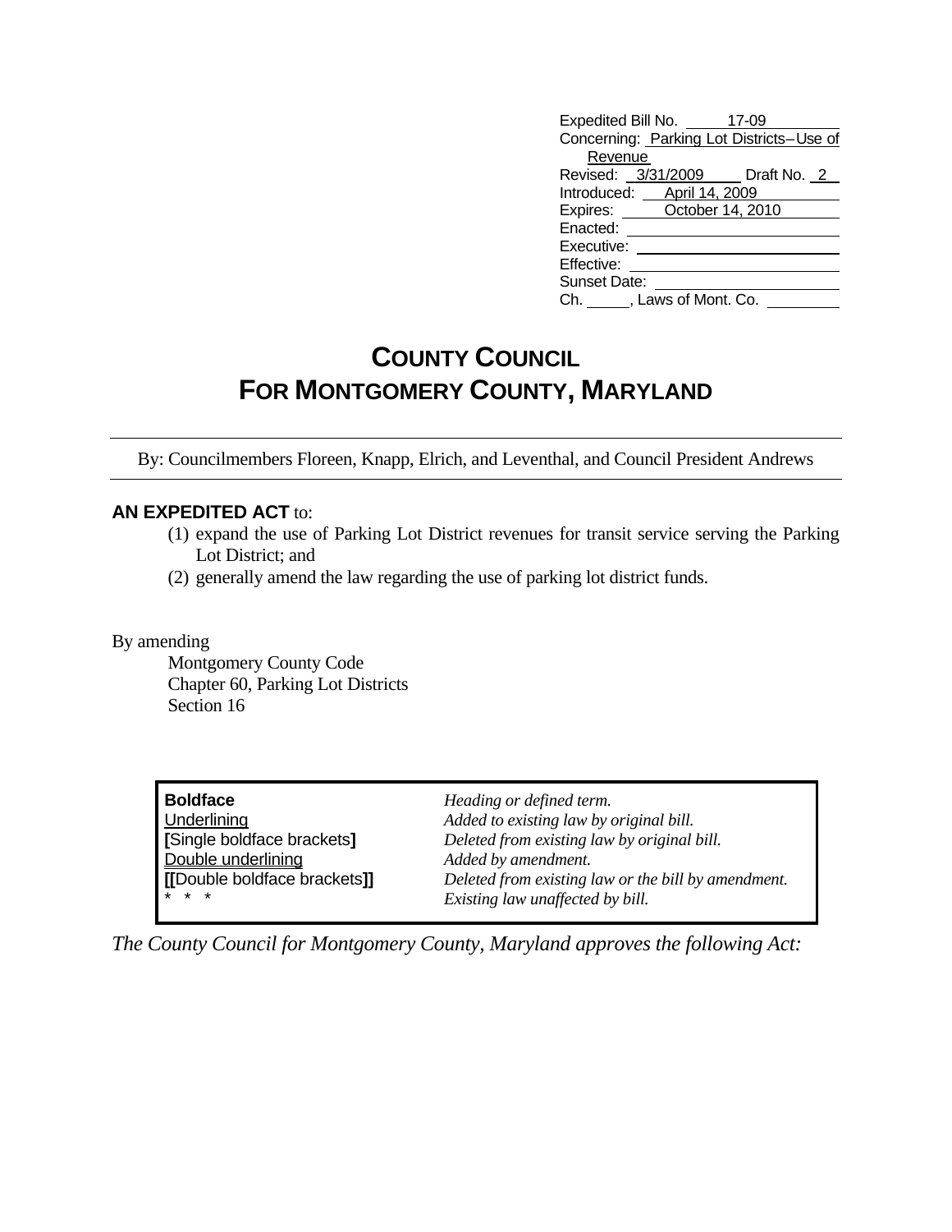Expedited Bill No. 17-09
Concerning: Parking Lot Districts – Use of Revenue
Revised: 3/31/2009 Draft No. 2
Introduced: April 14, 2009
Expires: October 14, 2010
Enacted:
Executive:
Effective:
Sunset Date:
Ch. \_\_\_\_, Laws of Mont. Co.

# COUNTY COUNCIL
# FOR MONTGOMERY COUNTY, MARYLAND

By: Councilmembers Floreen, Knapp, Elrich, and Leventhal, and Council President Andrews

**AN EXPEDITED ACT** to:

(1) expand the use of Parking Lot District revenues for transit service serving the Parking Lot District; and
(2) generally amend the law regarding the use of parking lot district funds.

By amending
Montgomery County Code
Chapter 60, Parking Lot Districts
Section 16

| | |
|---|---|
| **Boldface** | *Heading or defined term.* |
| <u>Underlining</u> | *Added to existing law by original bill.* |
| **[**Single boldface brackets**]** | *Deleted from existing law by original bill.* |
| <u>Double underlining</u> | *Added by amendment.* |
| **[[**Double boldface brackets**]]** | *Deleted from existing law or the bill by amendment.* |
| * * * | *Existing law unaffected by bill.* |

*The County Council for Montgomery County, Maryland approves the following Act:*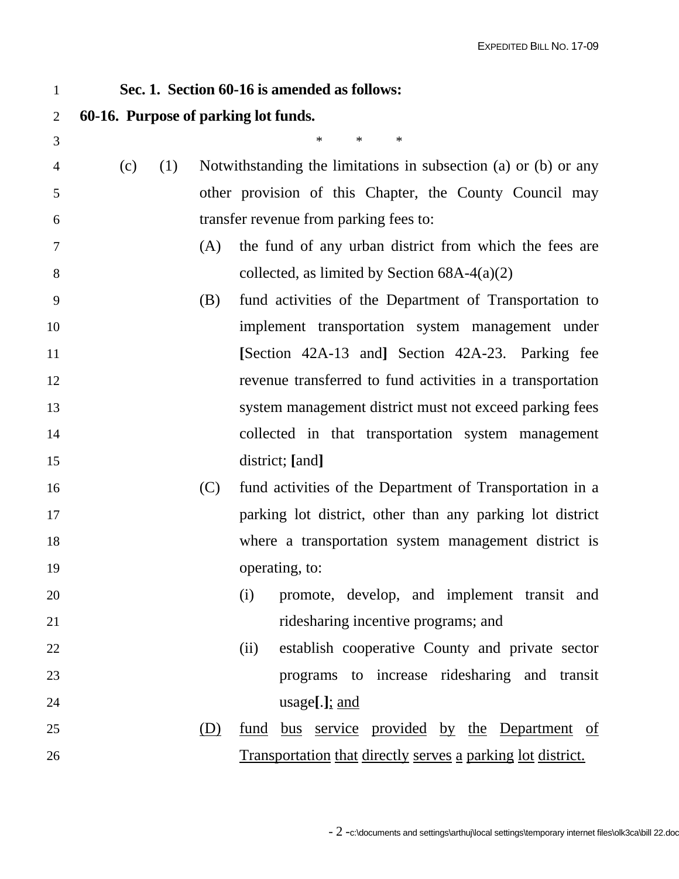**Sec. 1. Section 60-16 is amended as follows:**

**60-16. Purpose of parking lot funds.**

\* \* \*

(c) (1) Notwithstanding the limitations in subsection (a) or (b) or any other provision of this Chapter, the County Council may transfer revenue from parking fees to:

(A) the fund of any urban district from which the fees are collected, as limited by Section 68A-4(a)(2)

(B) fund activities of the Department of Transportation to implement transportation system management under **[**Section 42A-13 and**]** Section 42A-23. Parking fee revenue transferred to fund activities in a transportation system management district must not exceed parking fees collected in that transportation system management district; **[**and**]**

(C) fund activities of the Department of Transportation in a parking lot district, other than any parking lot district where a transportation system management district is operating, to:

(i) promote, develop, and implement transit and ridesharing incentive programs; and

(ii) establish cooperative County and private sector programs to increase ridesharing and transit usage**[**.**]**<u>;</u> <u>and</u>

<u>(D)</u> <u>fund bus service provided by the Department of Transportation that directly serves a parking lot district.</u>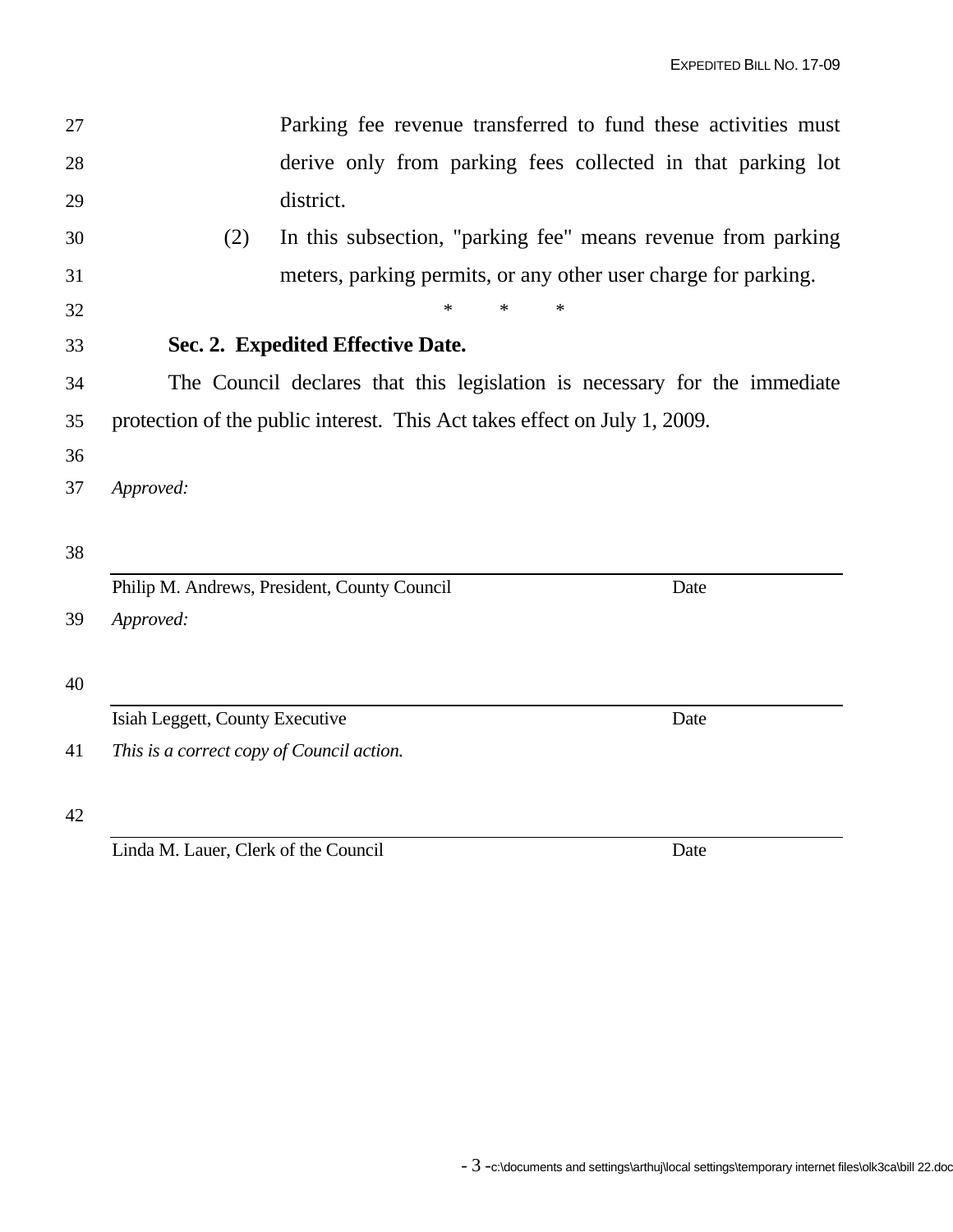Parking fee revenue transferred to fund these activities must derive only from parking fees collected in that parking lot district.

(2) In this subsection, "parking fee" means revenue from parking meters, parking permits, or any other user charge for parking.

\* \* \*

**Sec. 2. Expedited Effective Date.**

The Council declares that this legislation is necessary for the immediate protection of the public interest. This Act takes effect on July 1, 2009.

*Approved:*

\_\_\_\_\_\_\_\_\_\_\_\_\_\_\_\_\_\_\_\_\_\_\_\_\_\_\_\_\_\_\_\_\_\_\_\_\_\_\_\_\_\_\_\_\_\_\_\_\_\_\_\_\_\_\_\_

Philip M. Andrews, President, County Council Date

*Approved:*

\_\_\_\_\_\_\_\_\_\_\_\_\_\_\_\_\_\_\_\_\_\_\_\_\_\_\_\_\_\_\_\_\_\_\_\_\_\_\_\_\_\_\_\_\_\_\_\_\_\_\_\_\_\_\_\_

Isiah Leggett, County Executive Date

*This is a correct copy of Council action.*

\_\_\_\_\_\_\_\_\_\_\_\_\_\_\_\_\_\_\_\_\_\_\_\_\_\_\_\_\_\_\_\_\_\_\_\_\_\_\_\_\_\_\_\_\_\_\_\_\_\_\_\_\_\_\_\_

Linda M. Lauer, Clerk of the Council Date